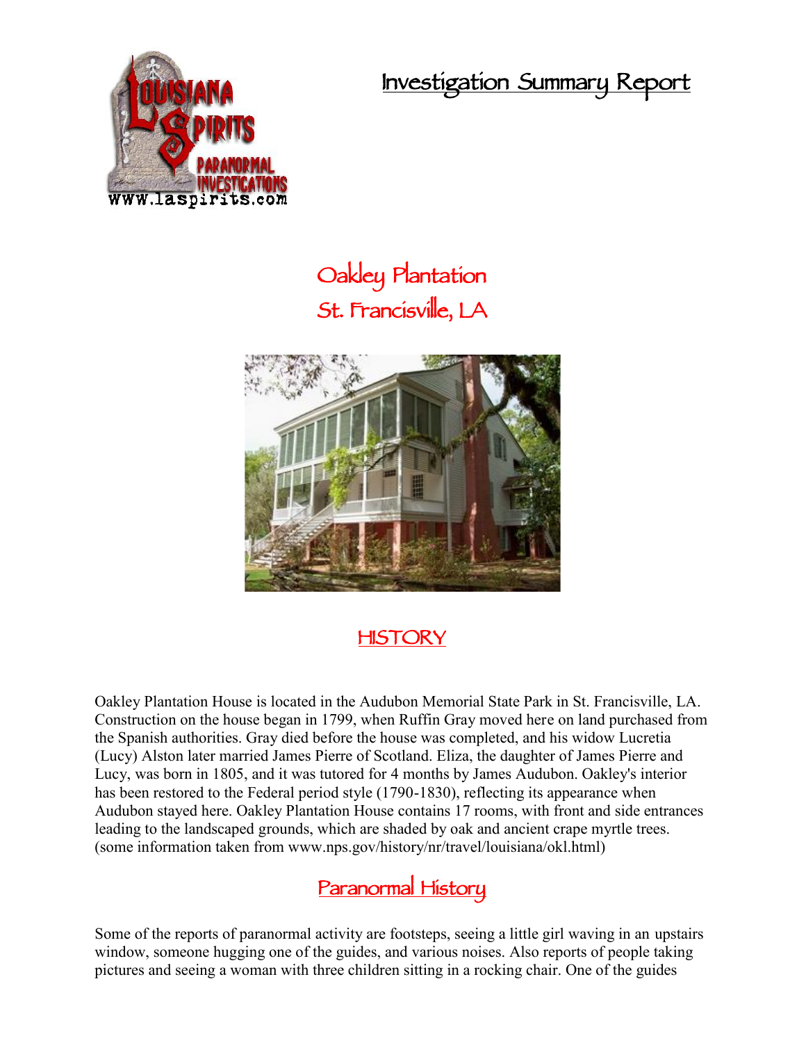# Investigation Summary Report

## Oakley Plantation
## St. Francisville, LA

### HISTORY

Oakley Plantation House is located in the Audubon Memorial State Park in St. Francisville, LA. Construction on the house began in 1799, when Ruffin Gray moved here on land purchased from the Spanish authorities. Gray died before the house was completed, and his widow Lucretia (Lucy) Alston later married James Pierre of Scotland. Eliza, the daughter of James Pierre and Lucy, was born in 1805, and it was tutored for 4 months by James Audubon. Oakley's interior has been restored to the Federal period style (1790-1830), reflecting its appearance when Audubon stayed here. Oakley Plantation House contains 17 rooms, with front and side entrances leading to the landscaped grounds, which are shaded by oak and ancient crape myrtle trees. (some information taken from www.nps.gov/history/nr/travel/louisiana/okl.html)

### Paranormal History

Some of the reports of paranormal activity are footsteps, seeing a little girl waving in an upstairs window, someone hugging one of the guides, and various noises. Also reports of people taking pictures and seeing a woman with three children sitting in a rocking chair. One of the guides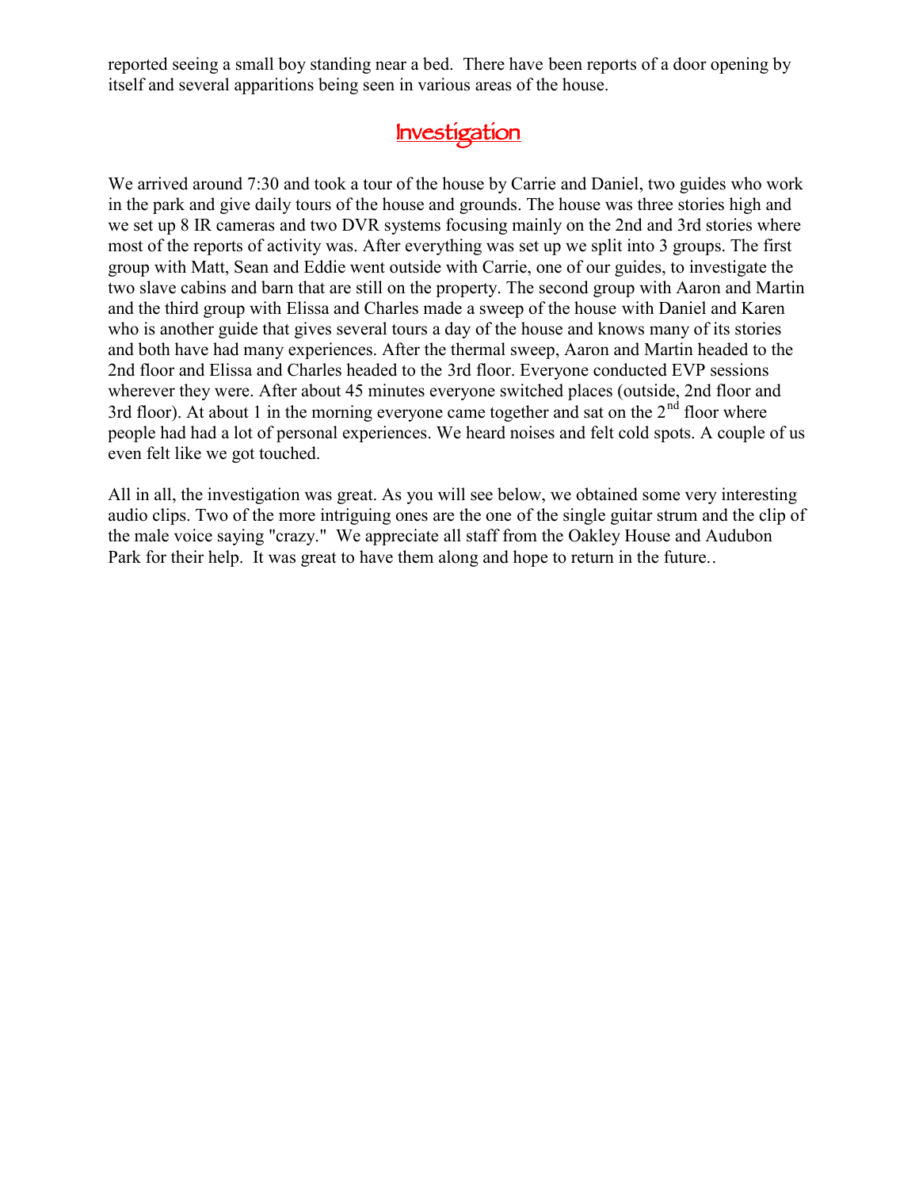reported seeing a small boy standing near a bed. There have been reports of a door opening by itself and several apparitions being seen in various areas of the house.

## Investigation

We arrived around 7:30 and took a tour of the house by Carrie and Daniel, two guides who work in the park and give daily tours of the house and grounds. The house was three stories high and we set up 8 IR cameras and two DVR systems focusing mainly on the 2nd and 3rd stories where most of the reports of activity was. After everything was set up we split into 3 groups. The first group with Matt, Sean and Eddie went outside with Carrie, one of our guides, to investigate the two slave cabins and barn that are still on the property. The second group with Aaron and Martin and the third group with Elissa and Charles made a sweep of the house with Daniel and Karen who is another guide that gives several tours a day of the house and knows many of its stories and both have had many experiences. After the thermal sweep, Aaron and Martin headed to the 2nd floor and Elissa and Charles headed to the 3rd floor. Everyone conducted EVP sessions wherever they were. After about 45 minutes everyone switched places (outside, 2nd floor and 3rd floor). At about 1 in the morning everyone came together and sat on the 2nd floor where people had had a lot of personal experiences. We heard noises and felt cold spots. A couple of us even felt like we got touched.

All in all, the investigation was great. As you will see below, we obtained some very interesting audio clips. Two of the more intriguing ones are the one of the single guitar strum and the clip of the male voice saying "crazy." We appreciate all staff from the Oakley House and Audubon Park for their help. It was great to have them along and hope to return in the future..